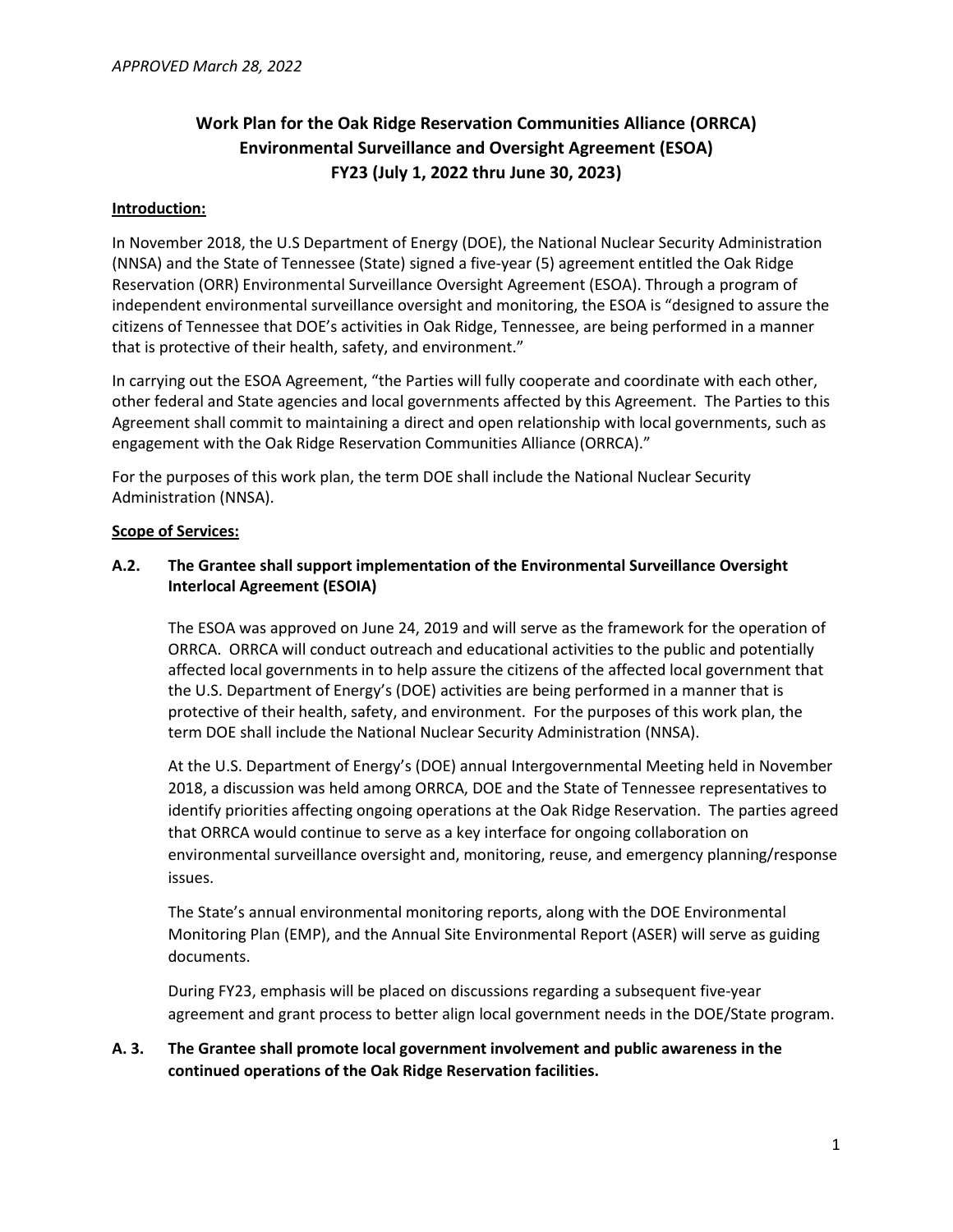*APPROVED March 28, 2022*

# Work Plan for the Oak Ridge Reservation Communities Alliance (ORRCA) Environmental Surveillance and Oversight Agreement (ESOA) FY23 (July 1, 2022 thru June 30, 2023)

**Introduction:**

In November 2018, the U.S Department of Energy (DOE), the National Nuclear Security Administration (NNSA) and the State of Tennessee (State) signed a five-year (5) agreement entitled the Oak Ridge Reservation (ORR) Environmental Surveillance Oversight Agreement (ESOA). Through a program of independent environmental surveillance oversight and monitoring, the ESOA is "designed to assure the citizens of Tennessee that DOE's activities in Oak Ridge, Tennessee, are being performed in a manner that is protective of their health, safety, and environment."

In carrying out the ESOA Agreement, "the Parties will fully cooperate and coordinate with each other, other federal and State agencies and local governments affected by this Agreement. The Parties to this Agreement shall commit to maintaining a direct and open relationship with local governments, such as engagement with the Oak Ridge Reservation Communities Alliance (ORRCA)."

For the purposes of this work plan, the term DOE shall include the National Nuclear Security Administration (NNSA).

**Scope of Services:**

**A.2. The Grantee shall support implementation of the Environmental Surveillance Oversight Interlocal Agreement (ESOIA)**

The ESOA was approved on June 24, 2019 and will serve as the framework for the operation of ORRCA. ORRCA will conduct outreach and educational activities to the public and potentially affected local governments in to help assure the citizens of the affected local government that the U.S. Department of Energy's (DOE) activities are being performed in a manner that is protective of their health, safety, and environment. For the purposes of this work plan, the term DOE shall include the National Nuclear Security Administration (NNSA).

At the U.S. Department of Energy's (DOE) annual Intergovernmental Meeting held in November 2018, a discussion was held among ORRCA, DOE and the State of Tennessee representatives to identify priorities affecting ongoing operations at the Oak Ridge Reservation. The parties agreed that ORRCA would continue to serve as a key interface for ongoing collaboration on environmental surveillance oversight and, monitoring, reuse, and emergency planning/response issues.

The State's annual environmental monitoring reports, along with the DOE Environmental Monitoring Plan (EMP), and the Annual Site Environmental Report (ASER) will serve as guiding documents.

During FY23, emphasis will be placed on discussions regarding a subsequent five-year agreement and grant process to better align local government needs in the DOE/State program.

**A. 3. The Grantee shall promote local government involvement and public awareness in the continued operations of the Oak Ridge Reservation facilities.**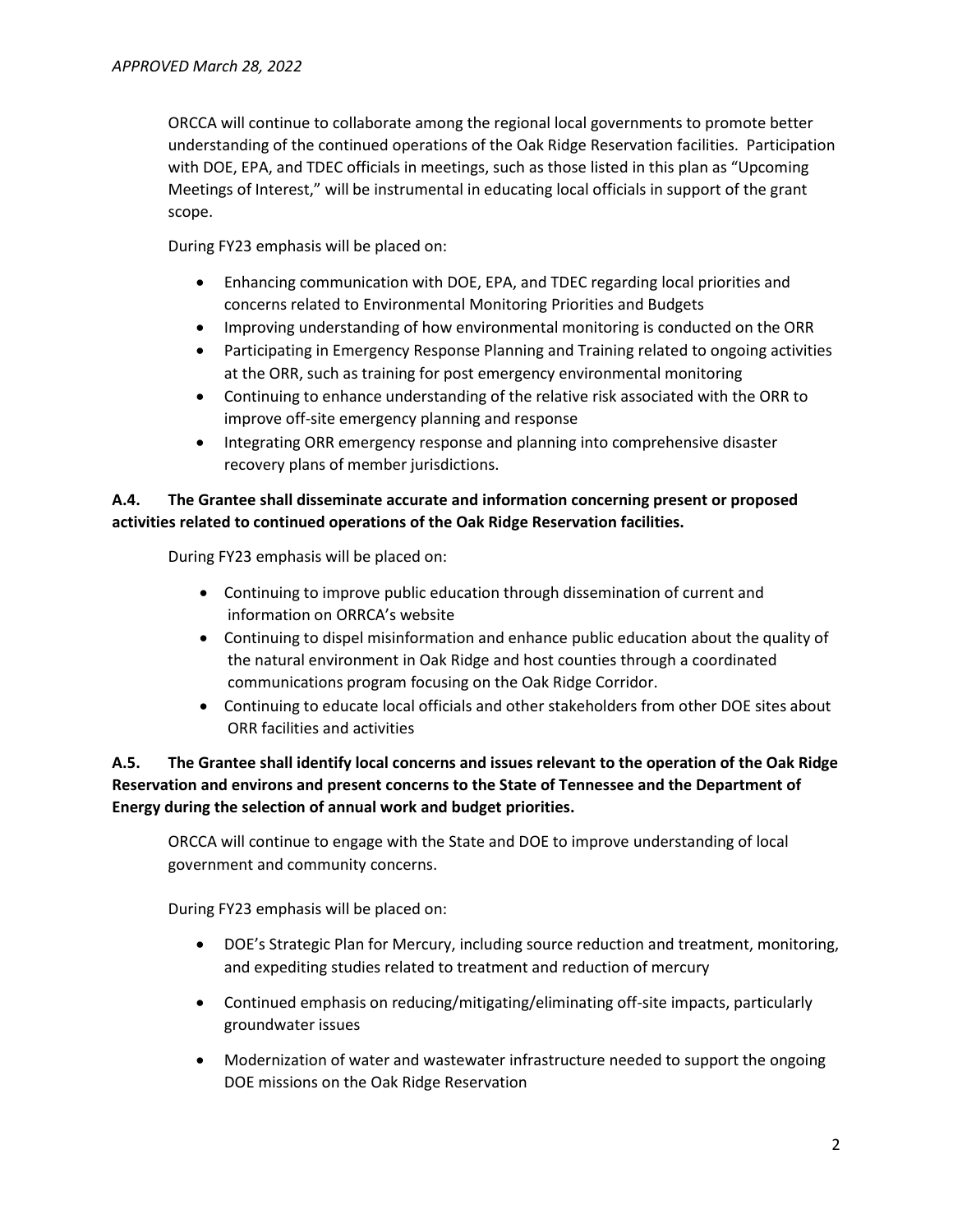ORCCA will continue to collaborate among the regional local governments to promote better understanding of the continued operations of the Oak Ridge Reservation facilities. Participation with DOE, EPA, and TDEC officials in meetings, such as those listed in this plan as "Upcoming Meetings of Interest," will be instrumental in educating local officials in support of the grant scope.

During FY23 emphasis will be placed on:

- Enhancing communication with DOE, EPA, and TDEC regarding local priorities and concerns related to Environmental Monitoring Priorities and Budgets
- Improving understanding of how environmental monitoring is conducted on the ORR
- Participating in Emergency Response Planning and Training related to ongoing activities at the ORR, such as training for post emergency environmental monitoring
- Continuing to enhance understanding of the relative risk associated with the ORR to improve off-site emergency planning and response
- Integrating ORR emergency response and planning into comprehensive disaster recovery plans of member jurisdictions.

**A.4. The Grantee shall disseminate accurate and information concerning present or proposed activities related to continued operations of the Oak Ridge Reservation facilities.**

During FY23 emphasis will be placed on:

- Continuing to improve public education through dissemination of current and information on ORRCA's website
- Continuing to dispel misinformation and enhance public education about the quality of the natural environment in Oak Ridge and host counties through a coordinated communications program focusing on the Oak Ridge Corridor.
- Continuing to educate local officials and other stakeholders from other DOE sites about ORR facilities and activities

**A.5. The Grantee shall identify local concerns and issues relevant to the operation of the Oak Ridge Reservation and environs and present concerns to the State of Tennessee and the Department of Energy during the selection of annual work and budget priorities.**

ORCCA will continue to engage with the State and DOE to improve understanding of local government and community concerns.

During FY23 emphasis will be placed on:

- DOE's Strategic Plan for Mercury, including source reduction and treatment, monitoring, and expediting studies related to treatment and reduction of mercury
- Continued emphasis on reducing/mitigating/eliminating off-site impacts, particularly groundwater issues
- Modernization of water and wastewater infrastructure needed to support the ongoing DOE missions on the Oak Ridge Reservation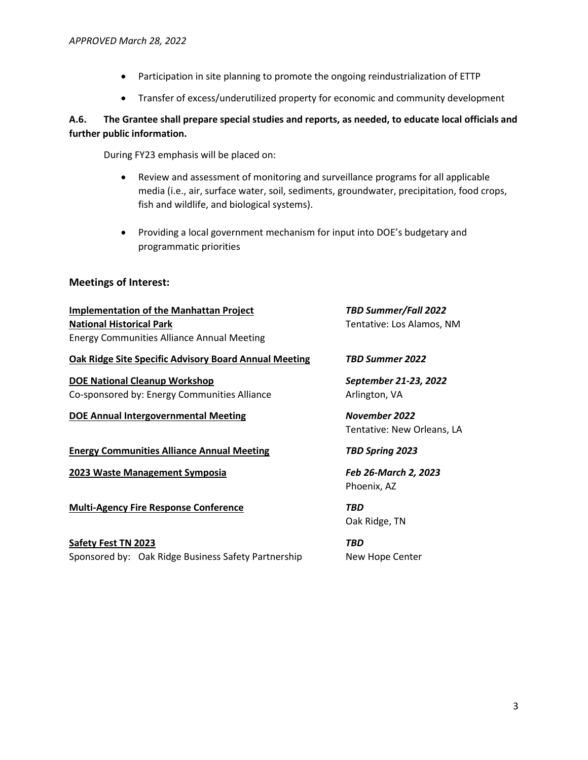*APPROVED March 28, 2022*

- Participation in site planning to promote the ongoing reindustrialization of ETTP
- Transfer of excess/underutilized property for economic and community development

**A.6. The Grantee shall prepare special studies and reports, as needed, to educate local officials and further public information.**

During FY23 emphasis will be placed on:

- Review and assessment of monitoring and surveillance programs for all applicable media (i.e., air, surface water, soil, sediments, groundwater, precipitation, food crops, fish and wildlife, and biological systems).
- Providing a local government mechanism for input into DOE's budgetary and programmatic priorities

## Meetings of Interest:

| | |
|---|---|
| **Implementation of the Manhattan Project National Historical Park**<br>Energy Communities Alliance Annual Meeting | ***TBD Summer/Fall 2022***<br>Tentative: Los Alamos, NM |
| **Oak Ridge Site Specific Advisory Board Annual Meeting** | ***TBD Summer 2022*** |
| **DOE National Cleanup Workshop**<br>Co-sponsored by: Energy Communities Alliance | ***September 21-23, 2022***<br>Arlington, VA |
| **DOE Annual Intergovernmental Meeting** | ***November 2022***<br>Tentative: New Orleans, LA |
| **Energy Communities Alliance Annual Meeting** | ***TBD Spring 2023*** |
| **2023 Waste Management Symposia** | ***Feb 26-March 2, 2023***<br>Phoenix, AZ |
| **Multi-Agency Fire Response Conference** | ***TBD***<br>Oak Ridge, TN |
| **Safety Fest TN 2023**<br>Sponsored by: Oak Ridge Business Safety Partnership | ***TBD***<br>New Hope Center |